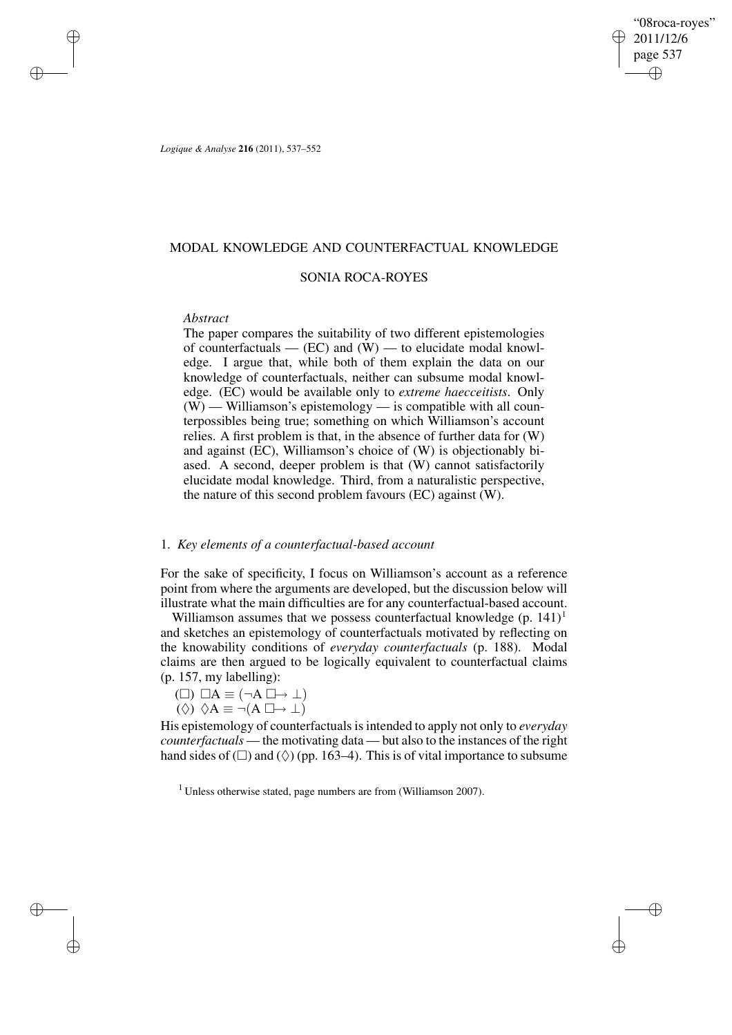# MODAL KNOWLEDGE AND COUNTERFACTUAL KNOWLEDGE

## SONIA ROCA-ROYES

*Abstract*

The paper compares the suitability of two different epistemologies of counterfactuals — (EC) and (W) — to elucidate modal knowledge. I argue that, while both of them explain the data on our knowledge of counterfactuals, neither can subsume modal knowledge. (EC) would be available only to *extreme haecceitists*. Only (W) — Williamson's epistemology — is compatible with all counterpossibles being true; something on which Williamson's account relies. A first problem is that, in the absence of further data for (W) and against (EC), Williamson's choice of (W) is objectionably biased. A second, deeper problem is that (W) cannot satisfactorily elucidate modal knowledge. Third, from a naturalistic perspective, the nature of this second problem favours (EC) against (W).

### 1. *Key elements of a counterfactual-based account*

For the sake of specificity, I focus on Williamson's account as a reference point from where the arguments are developed, but the discussion below will illustrate what the main difficulties are for any counterfactual-based account.

Williamson assumes that we possess counterfactual knowledge (p. 141)[1] and sketches an epistemology of counterfactuals motivated by reflecting on the knowability conditions of *everyday counterfactuals* (p. 188). Modal claims are then argued to be logically equivalent to counterfactual claims (p. 157, my labelling):

($\Box$) $\Box A \equiv (\neg A \mathrel{\Box\!\!\rightarrow} \bot)$

($\Diamond$) $\Diamond A \equiv \neg(A \mathrel{\Box\!\!\rightarrow} \bot)$

His epistemology of counterfactuals is intended to apply not only to *everyday counterfactuals* — the motivating data — but also to the instances of the right hand sides of ($\Box$) and ($\Diamond$) (pp. 163–4). This is of vital importance to subsume

[1] Unless otherwise stated, page numbers are from (Williamson 2007).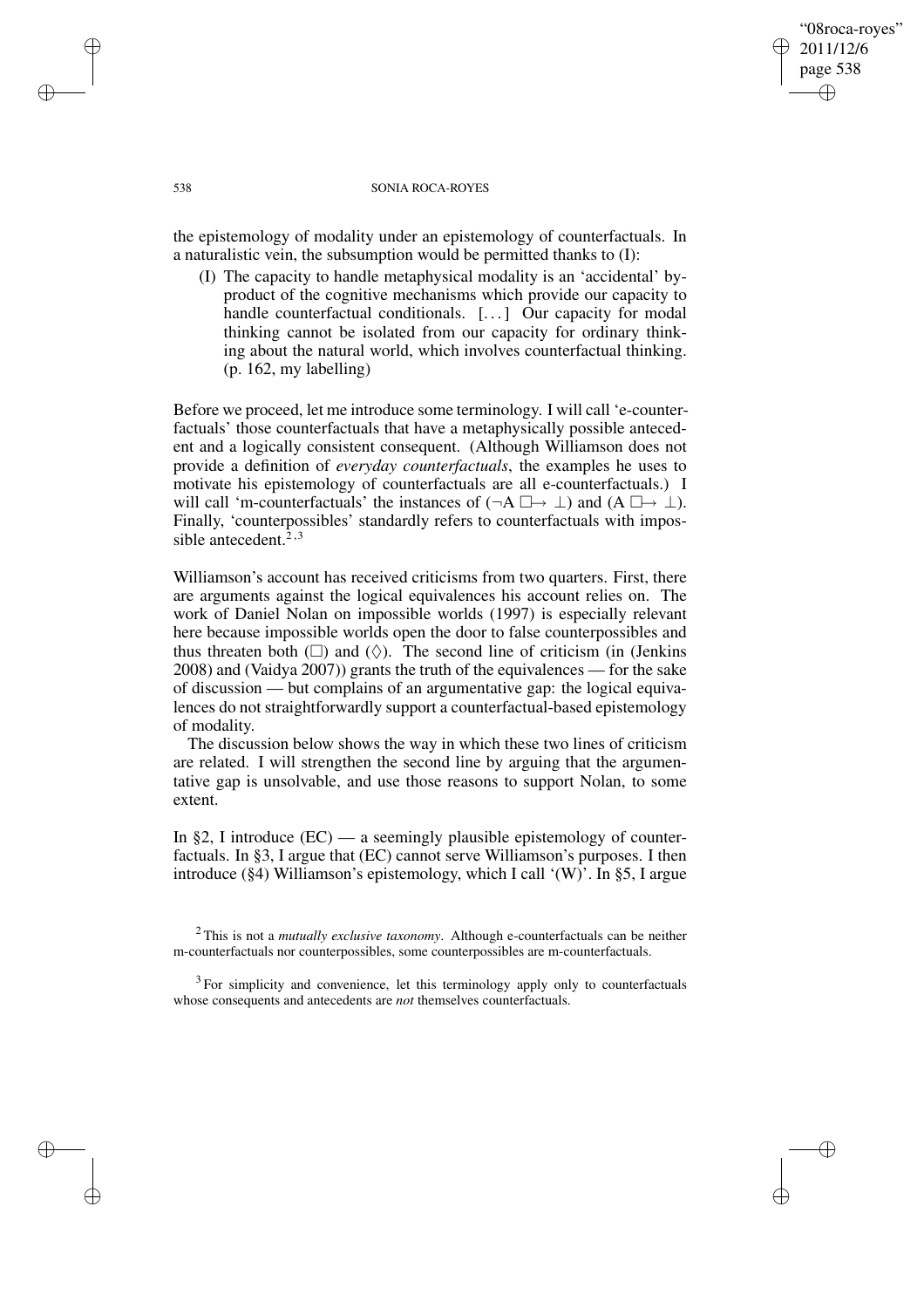the epistemology of modality under an epistemology of counterfactuals. In a naturalistic vein, the subsumption would be permitted thanks to (I):

> (I) The capacity to handle metaphysical modality is an 'accidental' by-product of the cognitive mechanisms which provide our capacity to handle counterfactual conditionals. [...] Our capacity for modal thinking cannot be isolated from our capacity for ordinary thinking about the natural world, which involves counterfactual thinking. (p. 162, my labelling)

Before we proceed, let me introduce some terminology. I will call 'e-counterfactuals' those counterfactuals that have a metaphysically possible antecedent and a logically consistent consequent. (Although Williamson does not provide a definition of *everyday counterfactuals*, the examples he uses to motivate his epistemology of counterfactuals are all e-counterfactuals.) I will call 'm-counterfactuals' the instances of ($\neg A \;\Box\!\!\rightarrow \bot$) and ($A \;\Box\!\!\rightarrow \bot$). Finally, 'counterpossibles' standardly refers to counterfactuals with impossible antecedent.[2,3]

Williamson's account has received criticisms from two quarters. First, there are arguments against the logical equivalences his account relies on. The work of Daniel Nolan on impossible worlds (1997) is especially relevant here because impossible worlds open the door to false counterpossibles and thus threaten both ($\Box$) and ($\Diamond$). The second line of criticism (in (Jenkins 2008) and (Vaidya 2007)) grants the truth of the equivalences — for the sake of discussion — but complains of an argumentative gap: the logical equivalences do not straightforwardly support a counterfactual-based epistemology of modality.

The discussion below shows the way in which these two lines of criticism are related. I will strengthen the second line by arguing that the argumentative gap is unsolvable, and use those reasons to support Nolan, to some extent.

In §2, I introduce (EC) — a seemingly plausible epistemology of counterfactuals. In §3, I argue that (EC) cannot serve Williamson's purposes. I then introduce (§4) Williamson's epistemology, which I call '(W)'. In §5, I argue

[2] This is not a *mutually exclusive taxonomy*. Although e-counterfactuals can be neither m-counterfactuals nor counterpossibles, some counterpossibles are m-counterfactuals.

[3] For simplicity and convenience, let this terminology apply only to counterfactuals whose consequents and antecedents are *not* themselves counterfactuals.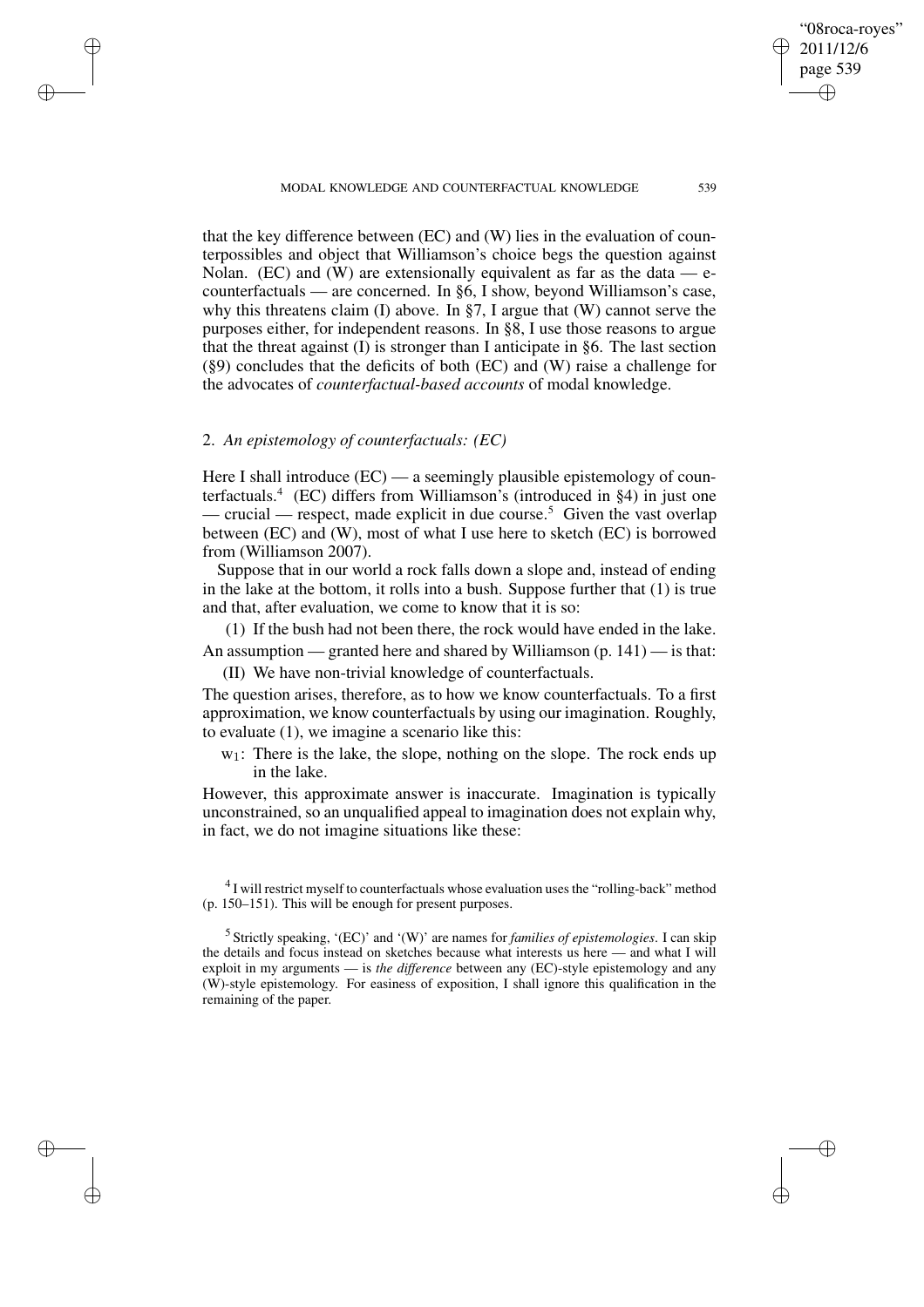that the key difference between (EC) and (W) lies in the evaluation of counterpossibles and object that Williamson's choice begs the question against Nolan. (EC) and (W) are extensionally equivalent as far as the data — e-counterfactuals — are concerned. In §6, I show, beyond Williamson's case, why this threatens claim (I) above. In §7, I argue that (W) cannot serve the purposes either, for independent reasons. In §8, I use those reasons to argue that the threat against (I) is stronger than I anticipate in §6. The last section (§9) concludes that the deficits of both (EC) and (W) raise a challenge for the advocates of *counterfactual-based accounts* of modal knowledge.

## 2. *An epistemology of counterfactuals: (EC)*

Here I shall introduce (EC) — a seemingly plausible epistemology of counterfactuals.[4] (EC) differs from Williamson's (introduced in §4) in just one — crucial — respect, made explicit in due course.[5] Given the vast overlap between (EC) and (W), most of what I use here to sketch (EC) is borrowed from (Williamson 2007).

Suppose that in our world a rock falls down a slope and, instead of ending in the lake at the bottom, it rolls into a bush. Suppose further that (1) is true and that, after evaluation, we come to know that it is so:

(1) If the bush had not been there, the rock would have ended in the lake.

An assumption — granted here and shared by Williamson (p. 141) — is that:

(II) We have non-trivial knowledge of counterfactuals.

The question arises, therefore, as to how we know counterfactuals. To a first approximation, we know counterfactuals by using our imagination. Roughly, to evaluate (1), we imagine a scenario like this:

$w_1$: There is the lake, the slope, nothing on the slope. The rock ends up in the lake.

However, this approximate answer is inaccurate. Imagination is typically unconstrained, so an unqualified appeal to imagination does not explain why, in fact, we do not imagine situations like these:

[4] I will restrict myself to counterfactuals whose evaluation uses the "rolling-back" method (p. 150–151). This will be enough for present purposes.

[5] Strictly speaking, '(EC)' and '(W)' are names for *families of epistemologies*. I can skip the details and focus instead on sketches because what interests us here — and what I will exploit in my arguments — is *the difference* between any (EC)-style epistemology and any (W)-style epistemology. For easiness of exposition, I shall ignore this qualification in the remaining of the paper.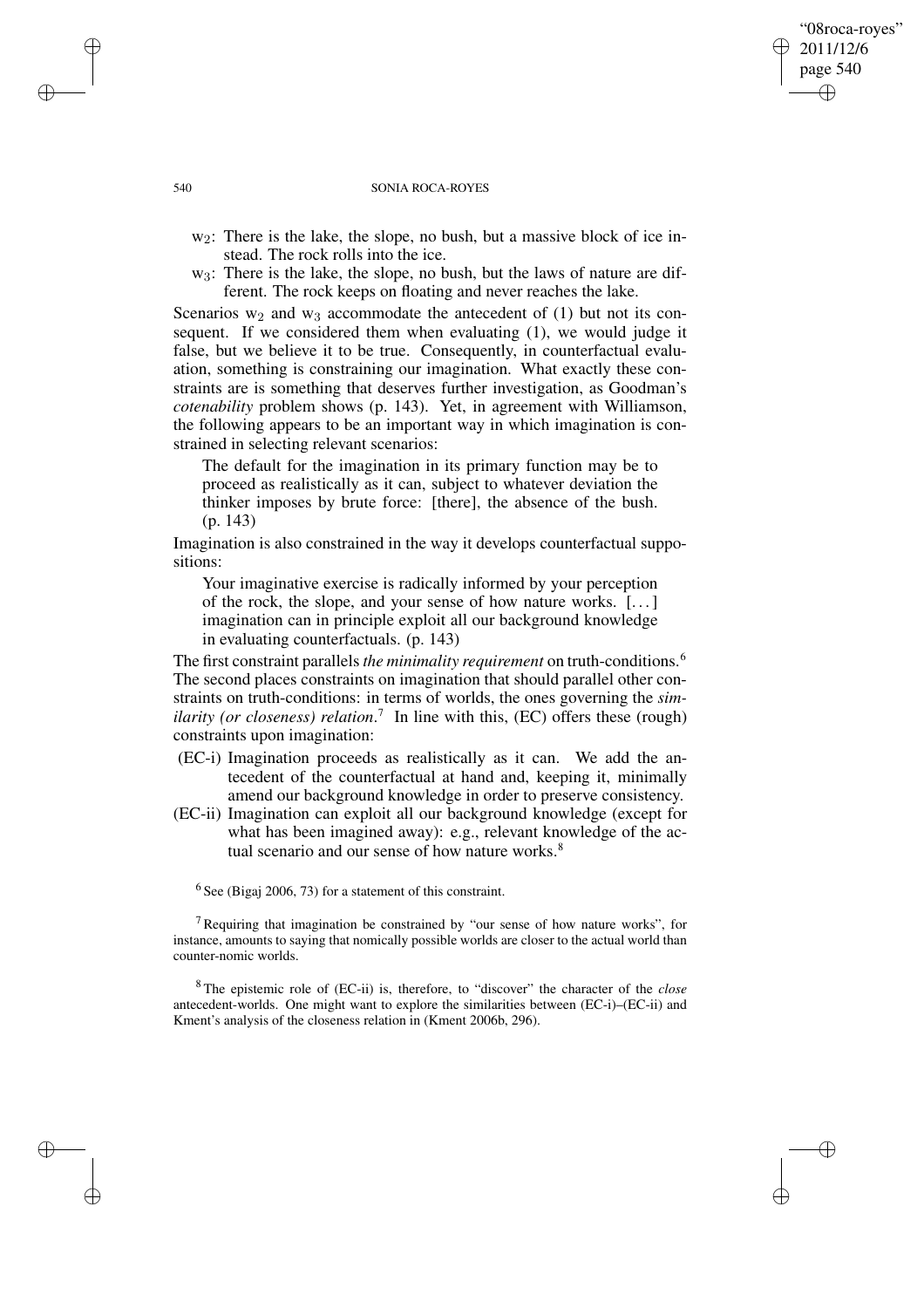- $w_2$: There is the lake, the slope, no bush, but a massive block of ice instead. The rock rolls into the ice.
- $w_3$: There is the lake, the slope, no bush, but the laws of nature are different. The rock keeps on floating and never reaches the lake.

Scenarios $w_2$ and $w_3$ accommodate the antecedent of (1) but not its consequent. If we considered them when evaluating (1), we would judge it false, but we believe it to be true. Consequently, in counterfactual evaluation, something is constraining our imagination. What exactly these constraints are is something that deserves further investigation, as Goodman's *cotenability* problem shows (p. 143). Yet, in agreement with Williamson, the following appears to be an important way in which imagination is constrained in selecting relevant scenarios:

> The default for the imagination in its primary function may be to proceed as realistically as it can, subject to whatever deviation the thinker imposes by brute force: [there], the absence of the bush. (p. 143)

Imagination is also constrained in the way it develops counterfactual suppositions:

> Your imaginative exercise is radically informed by your perception of the rock, the slope, and your sense of how nature works. [...] imagination can in principle exploit all our background knowledge in evaluating counterfactuals. (p. 143)

The first constraint parallels *the minimality requirement* on truth-conditions.[6] The second places constraints on imagination that should parallel other constraints on truth-conditions: in terms of worlds, the ones governing the *similarity (or closeness) relation*.[7] In line with this, (EC) offers these (rough) constraints upon imagination:

(EC-i) Imagination proceeds as realistically as it can. We add the antecedent of the counterfactual at hand and, keeping it, minimally amend our background knowledge in order to preserve consistency.

(EC-ii) Imagination can exploit all our background knowledge (except for what has been imagined away): e.g., relevant knowledge of the actual scenario and our sense of how nature works.[8]

[6] See (Bigaj 2006, 73) for a statement of this constraint.

[7] Requiring that imagination be constrained by "our sense of how nature works", for instance, amounts to saying that nomically possible worlds are closer to the actual world than counter-nomic worlds.

[8] The epistemic role of (EC-ii) is, therefore, to "discover" the character of the *close* antecedent-worlds. One might want to explore the similarities between (EC-i)–(EC-ii) and Kment's analysis of the closeness relation in (Kment 2006b, 296).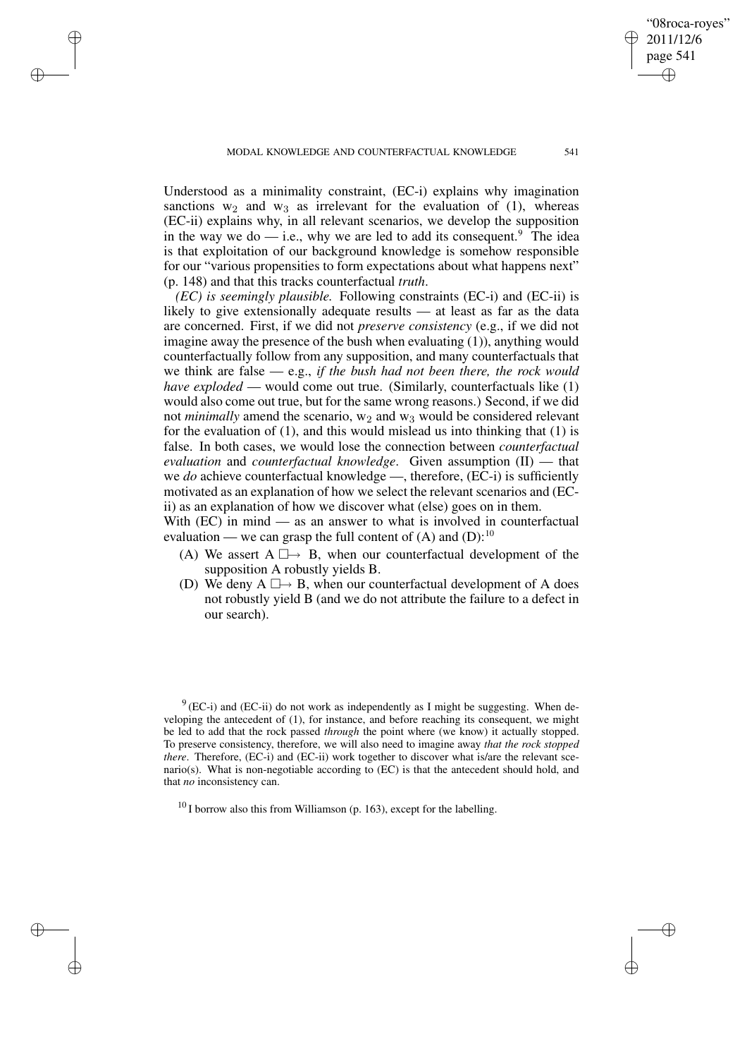Understood as a minimality constraint, (EC-i) explains why imagination sanctions $w_2$ and $w_3$ as irrelevant for the evaluation of (1), whereas (EC-ii) explains why, in all relevant scenarios, we develop the supposition in the way we do — i.e., why we are led to add its consequent.[9] The idea is that exploitation of our background knowledge is somehow responsible for our "various propensities to form expectations about what happens next" (p. 148) and that this tracks counterfactual *truth*.

*(EC) is seemingly plausible.* Following constraints (EC-i) and (EC-ii) is likely to give extensionally adequate results — at least as far as the data are concerned. First, if we did not *preserve consistency* (e.g., if we did not imagine away the presence of the bush when evaluating (1)), anything would counterfactually follow from any supposition, and many counterfactuals that we think are false — e.g., *if the bush had not been there, the rock would have exploded* — would come out true. (Similarly, counterfactuals like (1) would also come out true, but for the same wrong reasons.) Second, if we did not *minimally* amend the scenario, $w_2$ and $w_3$ would be considered relevant for the evaluation of (1), and this would mislead us into thinking that (1) is false. In both cases, we would lose the connection between *counterfactual evaluation* and *counterfactual knowledge*. Given assumption (II) — that we *do* achieve counterfactual knowledge —, therefore, (EC-i) is sufficiently motivated as an explanation of how we select the relevant scenarios and (EC-ii) as an explanation of how we discover what (else) goes on in them.

With (EC) in mind — as an answer to what is involved in counterfactual evaluation — we can grasp the full content of (A) and (D):[10]

- (A) We assert A $\Box\!\!\rightarrow$ B, when our counterfactual development of the supposition A robustly yields B.
- (D) We deny A $\Box\!\!\rightarrow$ B, when our counterfactual development of A does not robustly yield B (and we do not attribute the failure to a defect in our search).

[9] (EC-i) and (EC-ii) do not work as independently as I might be suggesting. When developing the antecedent of (1), for instance, and before reaching its consequent, we might be led to add that the rock passed *through* the point where (we know) it actually stopped. To preserve consistency, therefore, we will also need to imagine away *that the rock stopped there*. Therefore, (EC-i) and (EC-ii) work together to discover what is/are the relevant scenario(s). What is non-negotiable according to (EC) is that the antecedent should hold, and that *no* inconsistency can.

[10] I borrow also this from Williamson (p. 163), except for the labelling.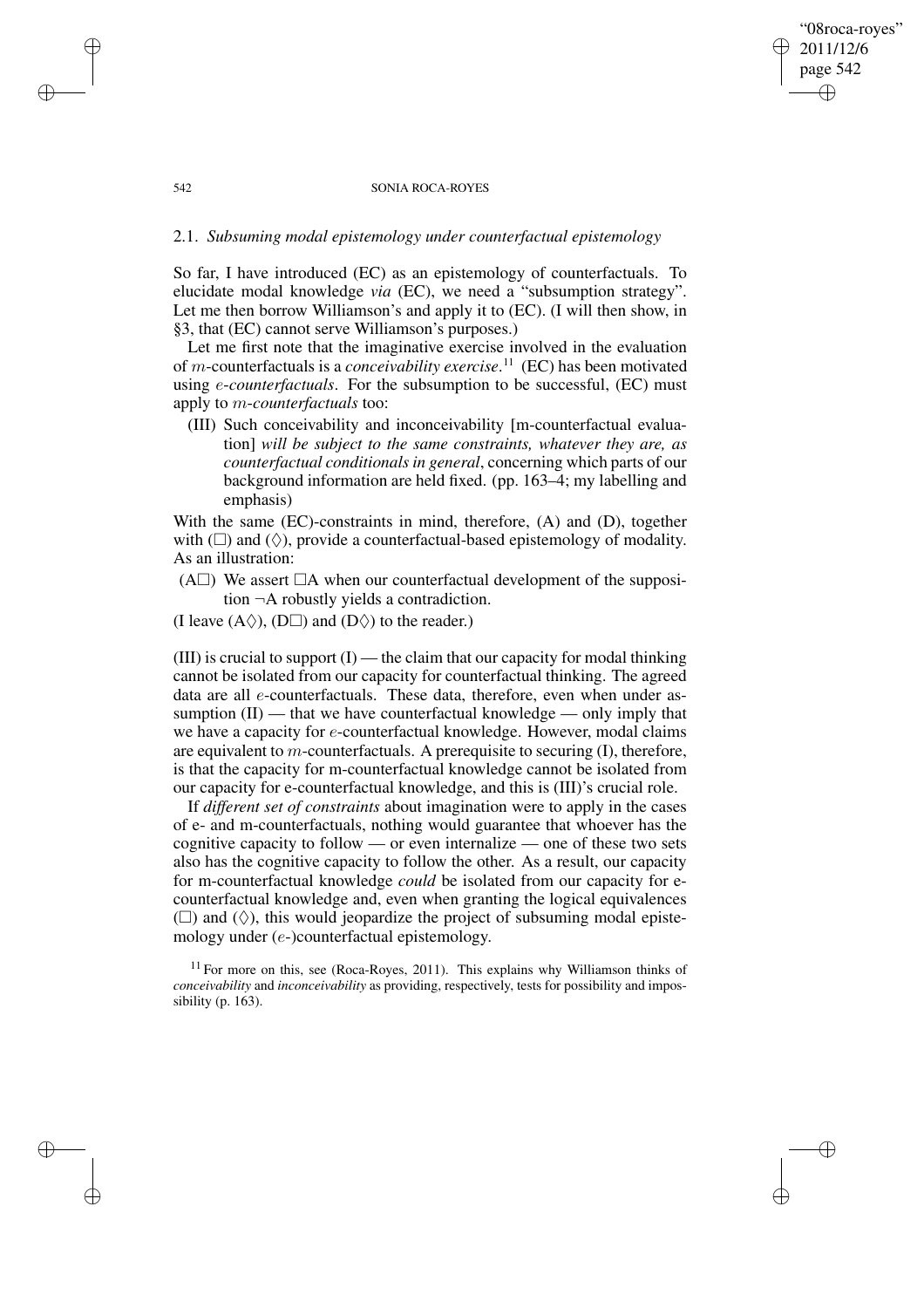## 2.1. *Subsuming modal epistemology under counterfactual epistemology*

So far, I have introduced (EC) as an epistemology of counterfactuals. To elucidate modal knowledge *via* (EC), we need a "subsumption strategy". Let me then borrow Williamson's and apply it to (EC). (I will then show, in §3, that (EC) cannot serve Williamson's purposes.)

Let me first note that the imaginative exercise involved in the evaluation of $m$-counterfactuals is a *conceivability exercise*.[11] (EC) has been motivated using $e$-*counterfactuals*. For the subsumption to be successful, (EC) must apply to $m$-*counterfactuals* too:

(III) Such conceivability and inconceivability [m-counterfactual evaluation] *will be subject to the same constraints, whatever they are, as counterfactual conditionals in general*, concerning which parts of our background information are held fixed. (pp. 163–4; my labelling and emphasis)

With the same (EC)-constraints in mind, therefore, (A) and (D), together with ($\Box$) and ($\Diamond$), provide a counterfactual-based epistemology of modality. As an illustration:

(A$\Box$) We assert $\Box$A when our counterfactual development of the supposition $\neg$A robustly yields a contradiction.

(I leave (A$\Diamond$), (D$\Box$) and (D$\Diamond$) to the reader.)

(III) is crucial to support (I) — the claim that our capacity for modal thinking cannot be isolated from our capacity for counterfactual thinking. The agreed data are all $e$-counterfactuals. These data, therefore, even when under assumption (II) — that we have counterfactual knowledge — only imply that we have a capacity for $e$-counterfactual knowledge. However, modal claims are equivalent to $m$-counterfactuals. A prerequisite to securing (I), therefore, is that the capacity for m-counterfactual knowledge cannot be isolated from our capacity for e-counterfactual knowledge, and this is (III)'s crucial role.

If *different set of constraints* about imagination were to apply in the cases of e- and m-counterfactuals, nothing would guarantee that whoever has the cognitive capacity to follow — or even internalize — one of these two sets also has the cognitive capacity to follow the other. As a result, our capacity for m-counterfactual knowledge *could* be isolated from our capacity for e-counterfactual knowledge and, even when granting the logical equivalences ($\Box$) and ($\Diamond$), this would jeopardize the project of subsuming modal epistemology under ($e$-)counterfactual epistemology.

[11] For more on this, see (Roca-Royes, 2011). This explains why Williamson thinks of *conceivability* and *inconceivability* as providing, respectively, tests for possibility and impossibility (p. 163).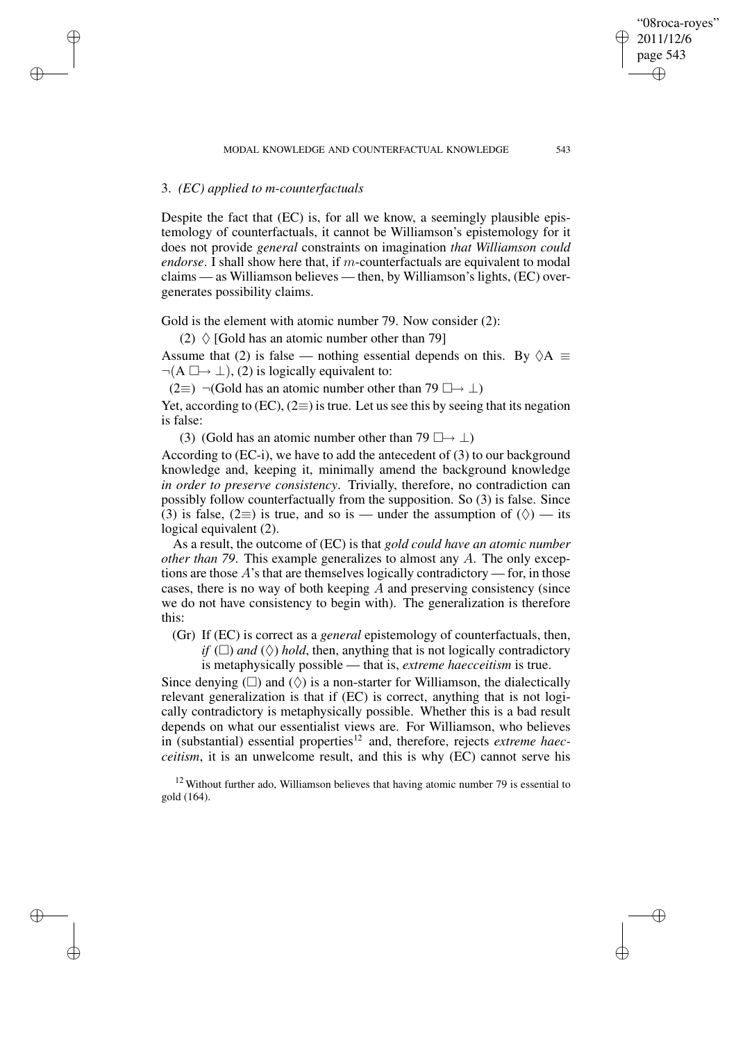### 3. *(EC) applied to m-counterfactuals*

Despite the fact that (EC) is, for all we know, a seemingly plausible epistemology of counterfactuals, it cannot be Williamson's epistemology for it does not provide *general* constraints on imagination *that Williamson could endorse*. I shall show here that, if $m$-counterfactuals are equivalent to modal claims — as Williamson believes — then, by Williamson's lights, (EC) overgenerates possibility claims.

Gold is the element with atomic number 79. Now consider (2):

(2) $\Diamond$ [Gold has an atomic number other than 79]

Assume that (2) is false — nothing essential depends on this. By $\Diamond A \equiv \neg(A \,\Box\!\!\rightarrow \bot)$, (2) is logically equivalent to:

(2≡) $\neg$(Gold has an atomic number other than 79 $\Box\!\!\rightarrow \bot$)

Yet, according to (EC), (2≡) is true. Let us see this by seeing that its negation is false:

(3) (Gold has an atomic number other than 79 $\Box\!\!\rightarrow \bot$)

According to (EC-i), we have to add the antecedent of (3) to our background knowledge and, keeping it, minimally amend the background knowledge *in order to preserve consistency*. Trivially, therefore, no contradiction can possibly follow counterfactually from the supposition. So (3) is false. Since (3) is false, (2≡) is true, and so is — under the assumption of ($\Diamond$) — its logical equivalent (2).

As a result, the outcome of (EC) is that *gold could have an atomic number other than 79*. This example generalizes to almost any $A$. The only exceptions are those $A$'s that are themselves logically contradictory — for, in those cases, there is no way of both keeping $A$ and preserving consistency (since we do not have consistency to begin with). The generalization is therefore this:

(Gr) If (EC) is correct as a *general* epistemology of counterfactuals, then, *if* ($\Box$) *and* ($\Diamond$) *hold*, then, anything that is not logically contradictory is metaphysically possible — that is, *extreme haecceitism* is true.

Since denying ($\Box$) and ($\Diamond$) is a non-starter for Williamson, the dialectically relevant generalization is that if (EC) is correct, anything that is not logically contradictory is metaphysically possible. Whether this is a bad result depends on what our essentialist views are. For Williamson, who believes in (substantial) essential properties[12] and, therefore, rejects *extreme haecceitism*, it is an unwelcome result, and this is why (EC) cannot serve his

[12] Without further ado, Williamson believes that having atomic number 79 is essential to gold (164).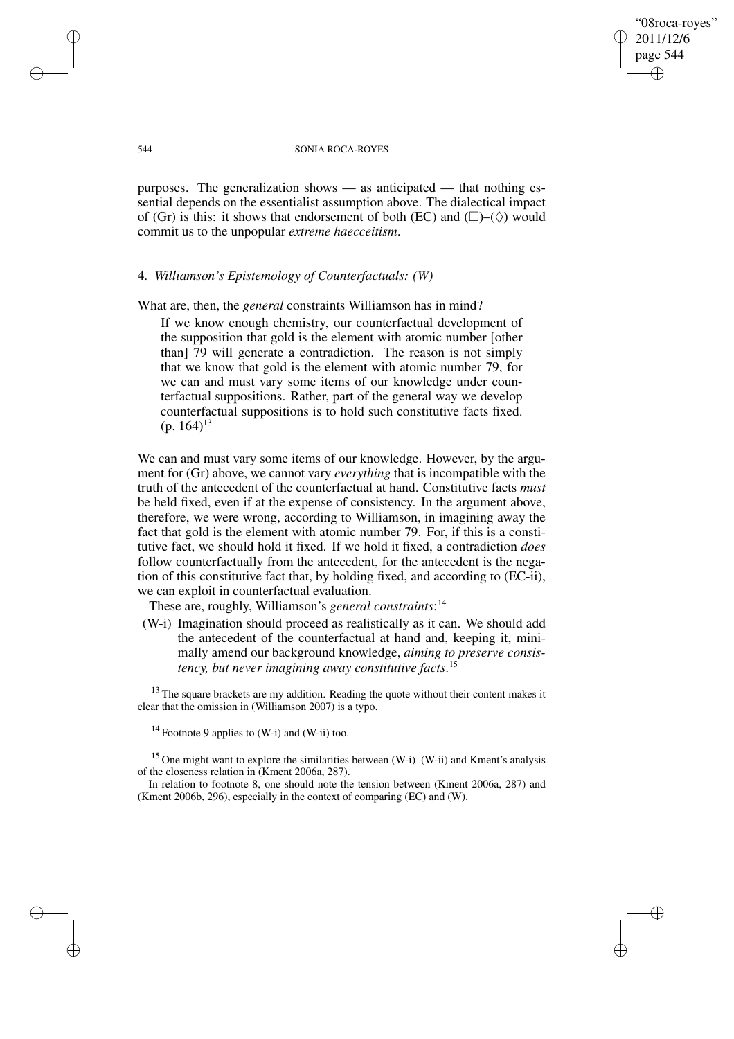purposes. The generalization shows — as anticipated — that nothing essential depends on the essentialist assumption above. The dialectical impact of (Gr) is this: it shows that endorsement of both (EC) and (□)–(◊) would commit us to the unpopular *extreme haecceitism*.

## 4. *Williamson's Epistemology of Counterfactuals: (W)*

What are, then, the *general* constraints Williamson has in mind?

> If we know enough chemistry, our counterfactual development of the supposition that gold is the element with atomic number [other than] 79 will generate a contradiction. The reason is not simply that we know that gold is the element with atomic number 79, for we can and must vary some items of our knowledge under counterfactual suppositions. Rather, part of the general way we develop counterfactual suppositions is to hold such constitutive facts fixed. (p. 164)[13]

We can and must vary some items of our knowledge. However, by the argument for (Gr) above, we cannot vary *everything* that is incompatible with the truth of the antecedent of the counterfactual at hand. Constitutive facts *must* be held fixed, even if at the expense of consistency. In the argument above, therefore, we were wrong, according to Williamson, in imagining away the fact that gold is the element with atomic number 79. For, if this is a constitutive fact, we should hold it fixed. If we hold it fixed, a contradiction *does* follow counterfactually from the antecedent, for the antecedent is the negation of this constitutive fact that, by holding fixed, and according to (EC-ii), we can exploit in counterfactual evaluation.

These are, roughly, Williamson's *general constraints*:[14]

(W-i) Imagination should proceed as realistically as it can. We should add the antecedent of the counterfactual at hand and, keeping it, minimally amend our background knowledge, *aiming to preserve consistency, but never imagining away constitutive facts*.[15]

[13] The square brackets are my addition. Reading the quote without their content makes it clear that the omission in (Williamson 2007) is a typo.

[14] Footnote 9 applies to (W-i) and (W-ii) too.

[15] One might want to explore the similarities between (W-i)–(W-ii) and Kment's analysis of the closeness relation in (Kment 2006a, 287).

In relation to footnote 8, one should note the tension between (Kment 2006a, 287) and (Kment 2006b, 296), especially in the context of comparing (EC) and (W).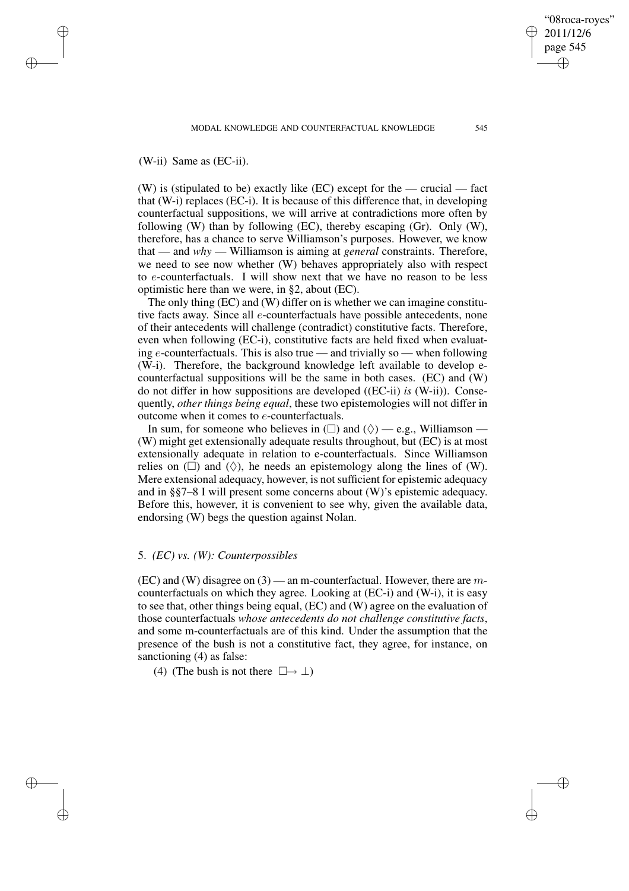(W-ii) Same as (EC-ii).

(W) is (stipulated to be) exactly like (EC) except for the — crucial — fact that (W-i) replaces (EC-i). It is because of this difference that, in developing counterfactual suppositions, we will arrive at contradictions more often by following (W) than by following (EC), thereby escaping (Gr). Only (W), therefore, has a chance to serve Williamson's purposes. However, we know that — and *why* — Williamson is aiming at *general* constraints. Therefore, we need to see now whether (W) behaves appropriately also with respect to $e$-counterfactuals. I will show next that we have no reason to be less optimistic here than we were, in §2, about (EC).

The only thing (EC) and (W) differ on is whether we can imagine constitutive facts away. Since all $e$-counterfactuals have possible antecedents, none of their antecedents will challenge (contradict) constitutive facts. Therefore, even when following (EC-i), constitutive facts are held fixed when evaluating $e$-counterfactuals. This is also true — and trivially so — when following (W-i). Therefore, the background knowledge left available to develop e-counterfactual suppositions will be the same in both cases. (EC) and (W) do not differ in how suppositions are developed ((EC-ii) *is* (W-ii)). Consequently, *other things being equal*, these two epistemologies will not differ in outcome when it comes to $e$-counterfactuals.

In sum, for someone who believes in ($\Box$) and ($\Diamond$) — e.g., Williamson — (W) might get extensionally adequate results throughout, but (EC) is at most extensionally adequate in relation to e-counterfactuals. Since Williamson relies on ($\Box$) and ($\Diamond$), he needs an epistemology along the lines of (W). Mere extensional adequacy, however, is not sufficient for epistemic adequacy and in §§7–8 I will present some concerns about (W)'s epistemic adequacy. Before this, however, it is convenient to see why, given the available data, endorsing (W) begs the question against Nolan.

## 5. *(EC) vs. (W): Counterpossibles*

(EC) and (W) disagree on (3) — an m-counterfactual. However, there are $m$-counterfactuals on which they agree. Looking at (EC-i) and (W-i), it is easy to see that, other things being equal, (EC) and (W) agree on the evaluation of those counterfactuals *whose antecedents do not challenge constitutive facts*, and some m-counterfactuals are of this kind. Under the assumption that the presence of the bush is not a constitutive fact, they agree, for instance, on sanctioning (4) as false:

(4) (The bush is not there $\Box\!\!\rightarrow \bot$)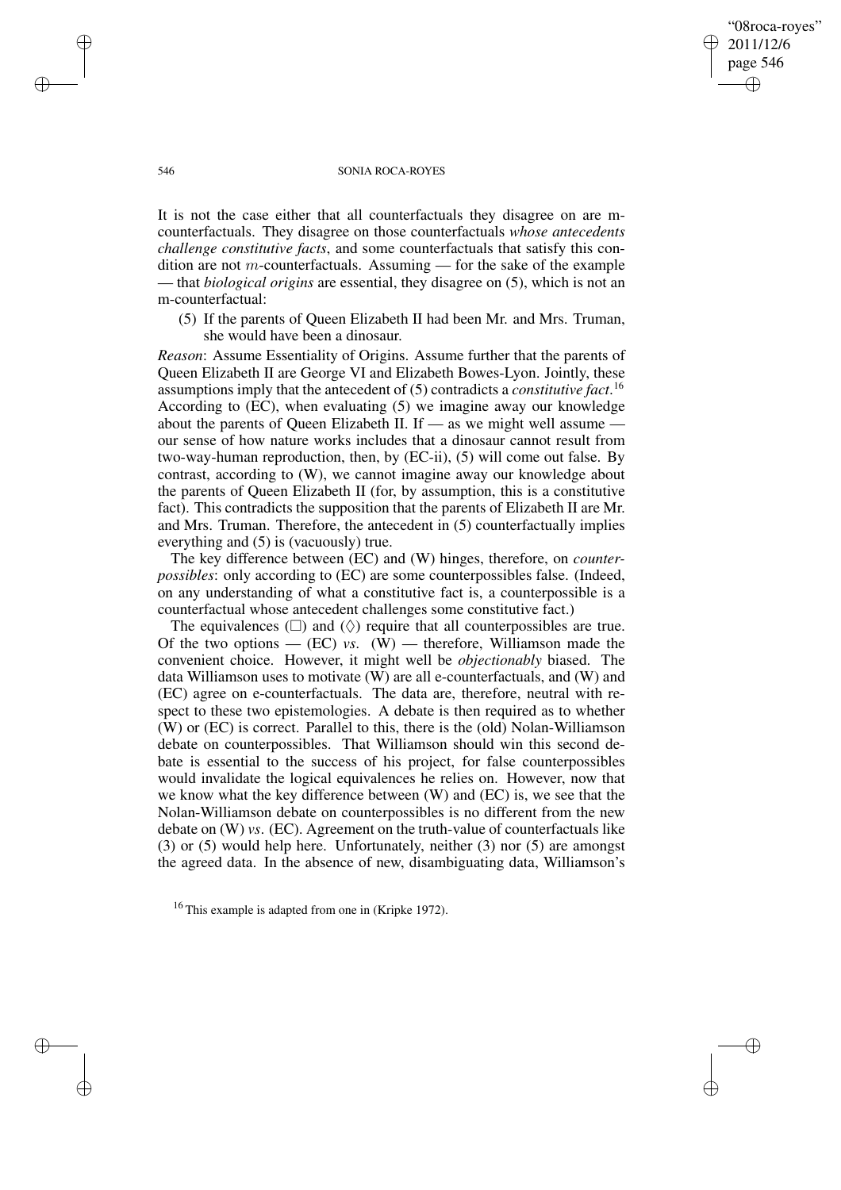It is not the case either that all counterfactuals they disagree on are m-counterfactuals. They disagree on those counterfactuals *whose antecedents challenge constitutive facts*, and some counterfactuals that satisfy this condition are not $m$-counterfactuals. Assuming — for the sake of the example — that *biological origins* are essential, they disagree on (5), which is not an m-counterfactual:

(5) If the parents of Queen Elizabeth II had been Mr. and Mrs. Truman, she would have been a dinosaur.

*Reason*: Assume Essentiality of Origins. Assume further that the parents of Queen Elizabeth II are George VI and Elizabeth Bowes-Lyon. Jointly, these assumptions imply that the antecedent of (5) contradicts a *constitutive fact*.[16] According to (EC), when evaluating (5) we imagine away our knowledge about the parents of Queen Elizabeth II. If — as we might well assume — our sense of how nature works includes that a dinosaur cannot result from two-way-human reproduction, then, by (EC-ii), (5) will come out false. By contrast, according to (W), we cannot imagine away our knowledge about the parents of Queen Elizabeth II (for, by assumption, this is a constitutive fact). This contradicts the supposition that the parents of Elizabeth II are Mr. and Mrs. Truman. Therefore, the antecedent in (5) counterfactually implies everything and (5) is (vacuously) true.

The key difference between (EC) and (W) hinges, therefore, on *counterpossibles*: only according to (EC) are some counterpossibles false. (Indeed, on any understanding of what a constitutive fact is, a counterpossible is a counterfactual whose antecedent challenges some constitutive fact.)

The equivalences ($\Box$) and ($\Diamond$) require that all counterpossibles are true. Of the two options — (EC) *vs*. (W) — therefore, Williamson made the convenient choice. However, it might well be *objectionably* biased. The data Williamson uses to motivate (W) are all e-counterfactuals, and (W) and (EC) agree on e-counterfactuals. The data are, therefore, neutral with respect to these two epistemologies. A debate is then required as to whether (W) or (EC) is correct. Parallel to this, there is the (old) Nolan-Williamson debate on counterpossibles. That Williamson should win this second debate is essential to the success of his project, for false counterpossibles would invalidate the logical equivalences he relies on. However, now that we know what the key difference between (W) and (EC) is, we see that the Nolan-Williamson debate on counterpossibles is no different from the new debate on (W) *vs*. (EC). Agreement on the truth-value of counterfactuals like (3) or (5) would help here. Unfortunately, neither (3) nor (5) are amongst the agreed data. In the absence of new, disambiguating data, Williamson's

[16] This example is adapted from one in (Kripke 1972).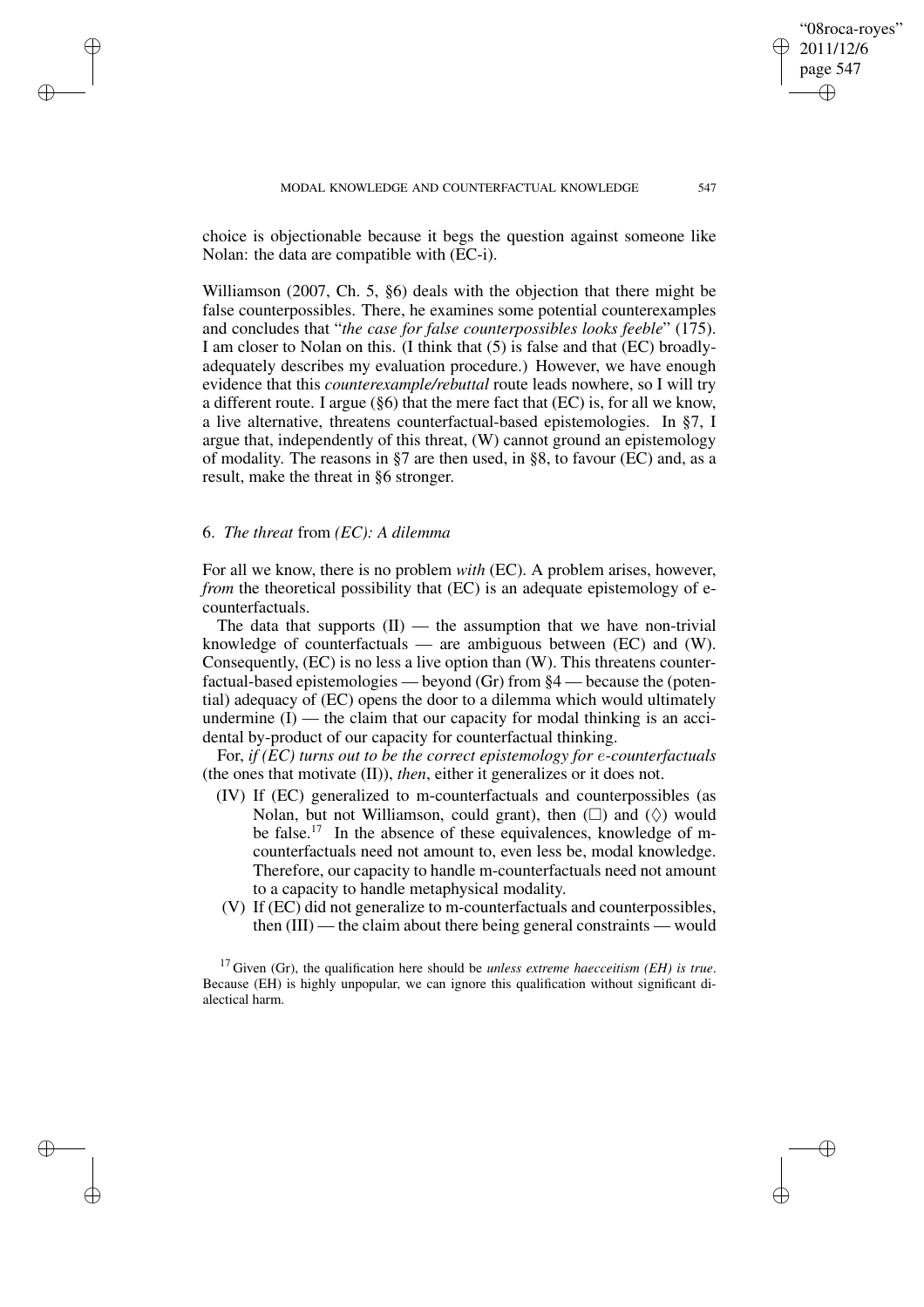choice is objectionable because it begs the question against someone like Nolan: the data are compatible with (EC-i).

Williamson (2007, Ch. 5, §6) deals with the objection that there might be false counterpossibles. There, he examines some potential counterexamples and concludes that "*the case for false counterpossibles looks feeble*" (175). I am closer to Nolan on this. (I think that (5) is false and that (EC) broadly-adequately describes my evaluation procedure.) However, we have enough evidence that this *counterexample/rebuttal* route leads nowhere, so I will try a different route. I argue (§6) that the mere fact that (EC) is, for all we know, a live alternative, threatens counterfactual-based epistemologies. In §7, I argue that, independently of this threat, (W) cannot ground an epistemology of modality. The reasons in §7 are then used, in §8, to favour (EC) and, as a result, make the threat in §6 stronger.

## 6. *The threat* from *(EC): A dilemma*

For all we know, there is no problem *with* (EC). A problem arises, however, *from* the theoretical possibility that (EC) is an adequate epistemology of e-counterfactuals.

The data that supports (II) — the assumption that we have non-trivial knowledge of counterfactuals — are ambiguous between (EC) and (W). Consequently, (EC) is no less a live option than (W). This threatens counterfactual-based epistemologies — beyond (Gr) from §4 — because the (potential) adequacy of (EC) opens the door to a dilemma which would ultimately undermine (I) — the claim that our capacity for modal thinking is an accidental by-product of our capacity for counterfactual thinking.

For, *if (EC) turns out to be the correct epistemology for* $e$*-counterfactuals* (the ones that motivate (II)), *then*, either it generalizes or it does not.

(IV) If (EC) generalized to m-counterfactuals and counterpossibles (as Nolan, but not Williamson, could grant), then ($\Box$) and ($\Diamond$) would be false.[17] In the absence of these equivalences, knowledge of m-counterfactuals need not amount to, even less be, modal knowledge. Therefore, our capacity to handle m-counterfactuals need not amount to a capacity to handle metaphysical modality.

(V) If (EC) did not generalize to m-counterfactuals and counterpossibles, then (III) — the claim about there being general constraints — would

[17] Given (Gr), the qualification here should be *unless extreme haecceitism (EH) is true*. Because (EH) is highly unpopular, we can ignore this qualification without significant dialectical harm.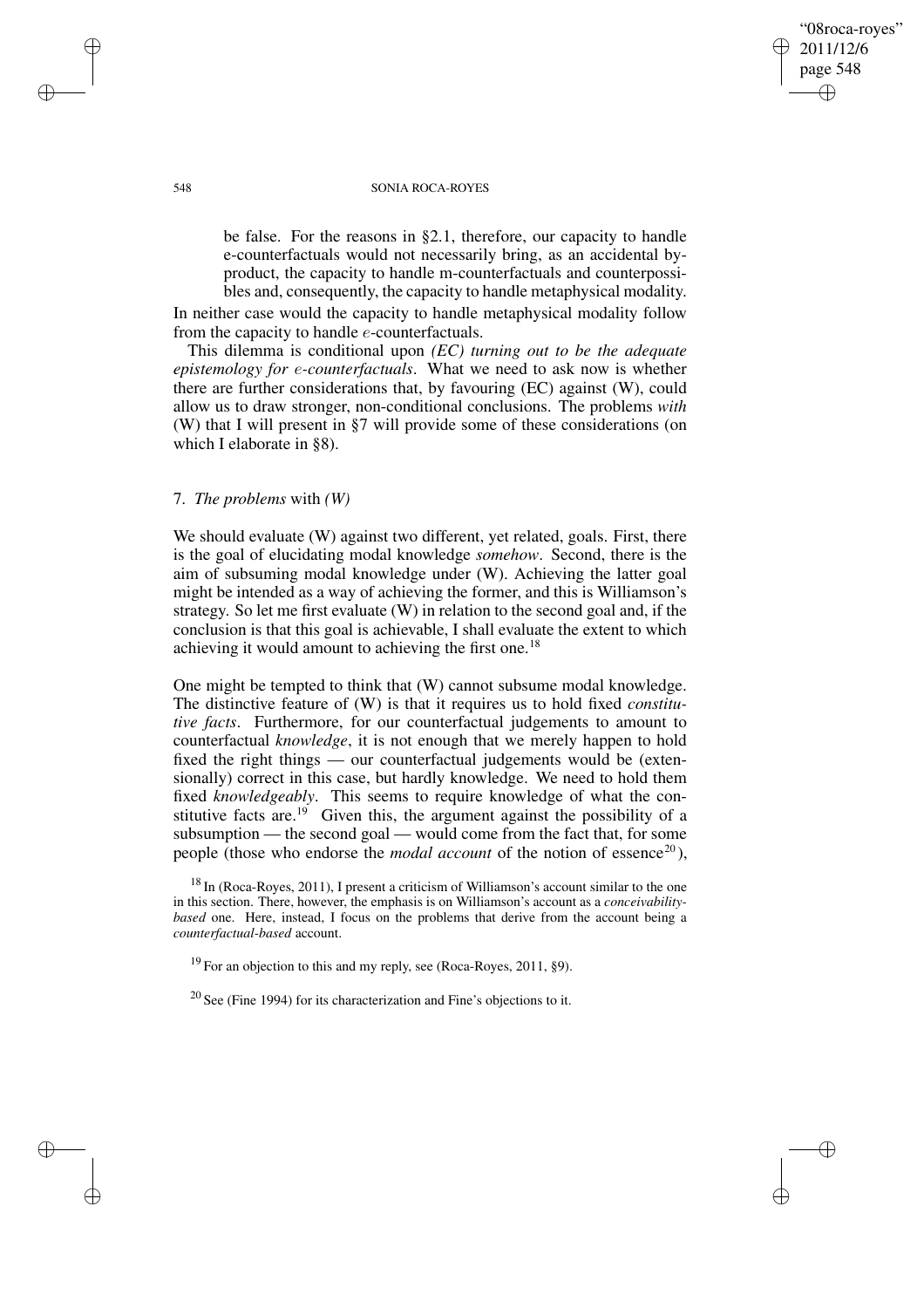be false. For the reasons in §2.1, therefore, our capacity to handle e-counterfactuals would not necessarily bring, as an accidental by-product, the capacity to handle m-counterfactuals and counterpossibles and, consequently, the capacity to handle metaphysical modality.

In neither case would the capacity to handle metaphysical modality follow from the capacity to handle $e$-counterfactuals.

This dilemma is conditional upon *(EC) turning out to be the adequate epistemology for* $e$*-counterfactuals*. What we need to ask now is whether there are further considerations that, by favouring (EC) against (W), could allow us to draw stronger, non-conditional conclusions. The problems *with* (W) that I will present in §7 will provide some of these considerations (on which I elaborate in §8).

## 7. *The problems* with *(W)*

We should evaluate (W) against two different, yet related, goals. First, there is the goal of elucidating modal knowledge *somehow*. Second, there is the aim of subsuming modal knowledge under (W). Achieving the latter goal might be intended as a way of achieving the former, and this is Williamson's strategy. So let me first evaluate (W) in relation to the second goal and, if the conclusion is that this goal is achievable, I shall evaluate the extent to which achieving it would amount to achieving the first one.[18]

One might be tempted to think that (W) cannot subsume modal knowledge. The distinctive feature of (W) is that it requires us to hold fixed *constitutive facts*. Furthermore, for our counterfactual judgements to amount to counterfactual *knowledge*, it is not enough that we merely happen to hold fixed the right things — our counterfactual judgements would be (extensionally) correct in this case, but hardly knowledge. We need to hold them fixed *knowledgeably*. This seems to require knowledge of what the constitutive facts are.[19] Given this, the argument against the possibility of a subsumption — the second goal — would come from the fact that, for some people (those who endorse the *modal account* of the notion of essence[20]),

[18] In (Roca-Royes, 2011), I present a criticism of Williamson's account similar to the one in this section. There, however, the emphasis is on Williamson's account as a *conceivability-based* one. Here, instead, I focus on the problems that derive from the account being a *counterfactual-based* account.

[19] For an objection to this and my reply, see (Roca-Royes, 2011, §9).

[20] See (Fine 1994) for its characterization and Fine's objections to it.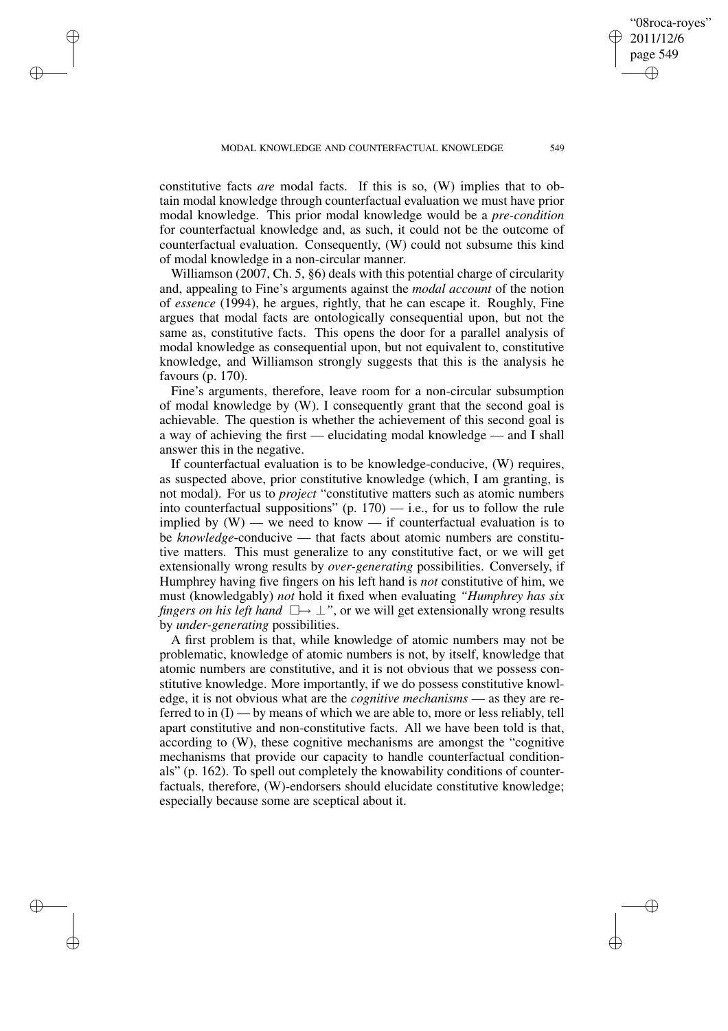constitutive facts *are* modal facts. If this is so, (W) implies that to obtain modal knowledge through counterfactual evaluation we must have prior modal knowledge. This prior modal knowledge would be a *pre-condition* for counterfactual knowledge and, as such, it could not be the outcome of counterfactual evaluation. Consequently, (W) could not subsume this kind of modal knowledge in a non-circular manner.

Williamson (2007, Ch. 5, §6) deals with this potential charge of circularity and, appealing to Fine's arguments against the *modal account* of the notion of *essence* (1994), he argues, rightly, that he can escape it. Roughly, Fine argues that modal facts are ontologically consequential upon, but not the same as, constitutive facts. This opens the door for a parallel analysis of modal knowledge as consequential upon, but not equivalent to, constitutive knowledge, and Williamson strongly suggests that this is the analysis he favours (p. 170).

Fine's arguments, therefore, leave room for a non-circular subsumption of modal knowledge by (W). I consequently grant that the second goal is achievable. The question is whether the achievement of this second goal is a way of achieving the first — elucidating modal knowledge — and I shall answer this in the negative.

If counterfactual evaluation is to be knowledge-conducive, (W) requires, as suspected above, prior constitutive knowledge (which, I am granting, is not modal). For us to *project* "constitutive matters such as atomic numbers into counterfactual suppositions" (p. 170) — i.e., for us to follow the rule implied by (W) — we need to know — if counterfactual evaluation is to be *knowledge*-conducive — that facts about atomic numbers are constitutive matters. This must generalize to any constitutive fact, or we will get extensionally wrong results by *over-generating* possibilities. Conversely, if Humphrey having five fingers on his left hand is *not* constitutive of him, we must (knowledgably) *not* hold it fixed when evaluating *"Humphrey has six fingers on his left hand* $\Box\!\!\rightarrow \bot$*"*, or we will get extensionally wrong results by *under-generating* possibilities.

A first problem is that, while knowledge of atomic numbers may not be problematic, knowledge of atomic numbers is not, by itself, knowledge that atomic numbers are constitutive, and it is not obvious that we possess constitutive knowledge. More importantly, if we do possess constitutive knowledge, it is not obvious what are the *cognitive mechanisms* — as they are referred to in (I) — by means of which we are able to, more or less reliably, tell apart constitutive and non-constitutive facts. All we have been told is that, according to (W), these cognitive mechanisms are amongst the "cognitive mechanisms that provide our capacity to handle counterfactual conditionals" (p. 162). To spell out completely the knowability conditions of counterfactuals, therefore, (W)-endorsers should elucidate constitutive knowledge; especially because some are sceptical about it.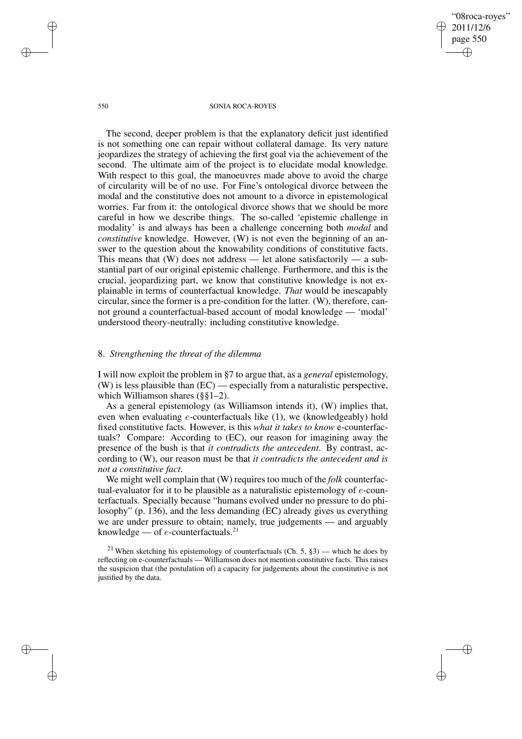The second, deeper problem is that the explanatory deficit just identified is not something one can repair without collateral damage. Its very nature jeopardizes the strategy of achieving the first goal via the achievement of the second. The ultimate aim of the project is to elucidate modal knowledge. With respect to this goal, the manoeuvres made above to avoid the charge of circularity will be of no use. For Fine's ontological divorce between the modal and the constitutive does not amount to a divorce in epistemological worries. Far from it: the ontological divorce shows that we should be more careful in how we describe things. The so-called 'epistemic challenge in modality' is and always has been a challenge concerning both *modal* and *constitutive* knowledge. However, (W) is not even the beginning of an answer to the question about the knowability conditions of constitutive facts. This means that (W) does not address — let alone satisfactorily — a substantial part of our original epistemic challenge. Furthermore, and this is the crucial, jeopardizing part, we know that constitutive knowledge is not explainable in terms of counterfactual knowledge. *That* would be inescapably circular, since the former is a pre-condition for the latter. (W), therefore, cannot ground a counterfactual-based account of modal knowledge — 'modal' understood theory-neutrally: including constitutive knowledge.

## 8. *Strengthening the threat of the dilemma*

I will now exploit the problem in §7 to argue that, as a *general* epistemology, (W) is less plausible than (EC) — especially from a naturalistic perspective, which Williamson shares (§§1–2).

As a general epistemology (as Williamson intends it), (W) implies that, even when evaluating $e$-counterfactuals like (1), we (knowledgeably) hold fixed constitutive facts. However, is this *what it takes to know* e-counterfactuals? Compare: According to (EC), our reason for imagining away the presence of the bush is that *it contradicts the antecedent*. By contrast, according to (W), our reason must be that *it contradicts the antecedent and is not a constitutive fact*.

We might well complain that (W) requires too much of the *folk* counterfactual-evaluator for it to be plausible as a naturalistic epistemology of $e$-counterfactuals. Specially because "humans evolved under no pressure to do philosophy" (p. 136), and the less demanding (EC) already gives us everything we are under pressure to obtain; namely, true judgements — and arguably knowledge — of $e$-counterfactuals.[21]

[21] When sketching his epistemology of counterfactuals (Ch. 5, §3) — which he does by reflecting on e-counterfactuals — Williamson does not mention constitutive facts. This raises the suspicion that (the postulation of) a capacity for judgements about the constitutive is not justified by the data.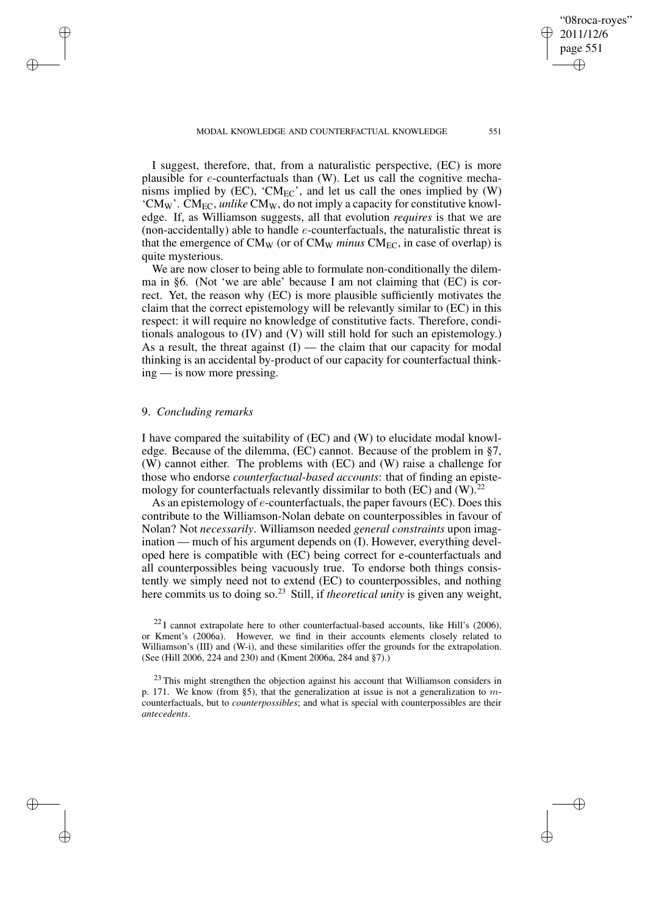I suggest, therefore, that, from a naturalistic perspective, (EC) is more plausible for $e$-counterfactuals than (W). Let us call the cognitive mechanisms implied by (EC), '$CM_{EC}$', and let us call the ones implied by (W) '$CM_W$'. $CM_{EC}$, *unlike* $CM_W$, do not imply a capacity for constitutive knowledge. If, as Williamson suggests, all that evolution *requires* is that we are (non-accidentally) able to handle $e$-counterfactuals, the naturalistic threat is that the emergence of $CM_W$ (or of $CM_W$ *minus* $CM_{EC}$, in case of overlap) is quite mysterious.

We are now closer to being able to formulate non-conditionally the dilemma in §6. (Not 'we are able' because I am not claiming that (EC) is correct. Yet, the reason why (EC) is more plausible sufficiently motivates the claim that the correct epistemology will be relevantly similar to (EC) in this respect: it will require no knowledge of constitutive facts. Therefore, conditionals analogous to (IV) and (V) will still hold for such an epistemology.) As a result, the threat against (I) — the claim that our capacity for modal thinking is an accidental by-product of our capacity for counterfactual thinking — is now more pressing.

## 9. *Concluding remarks*

I have compared the suitability of (EC) and (W) to elucidate modal knowledge. Because of the dilemma, (EC) cannot. Because of the problem in §7, (W) cannot either. The problems with (EC) and (W) raise a challenge for those who endorse *counterfactual-based accounts*: that of finding an epistemology for counterfactuals relevantly dissimilar to both (EC) and (W).[22]

As an epistemology of $e$-counterfactuals, the paper favours (EC). Does this contribute to the Williamson-Nolan debate on counterpossibles in favour of Nolan? Not *necessarily*. Williamson needed *general constraints* upon imagination — much of his argument depends on (I). However, everything developed here is compatible with (EC) being correct for e-counterfactuals and all counterpossibles being vacuously true. To endorse both things consistently we simply need not to extend (EC) to counterpossibles, and nothing here commits us to doing so.[23] Still, if *theoretical unity* is given any weight,

[22] I cannot extrapolate here to other counterfactual-based accounts, like Hill's (2006), or Kment's (2006a). However, we find in their accounts elements closely related to Williamson's (III) and (W-i), and these similarities offer the grounds for the extrapolation. (See (Hill 2006, 224 and 230) and (Kment 2006a, 284 and §7).)

[23] This might strengthen the objection against his account that Williamson considers in p. 171. We know (from §5), that the generalization at issue is not a generalization to $m$-counterfactuals, but to *counterpossibles*; and what is special with counterpossibles are their *antecedents*.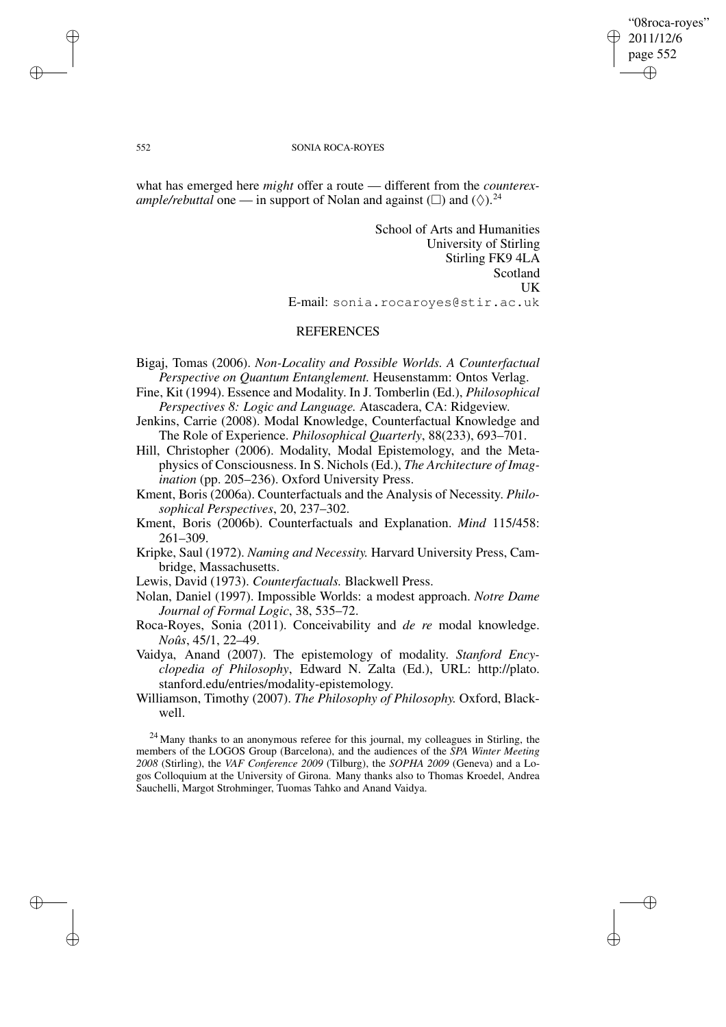what has emerged here *might* offer a route — different from the *counterexample/rebuttal* one — in support of Nolan and against ($\Box$) and ($\Diamond$).[24]

School of Arts and Humanities
University of Stirling
Stirling FK9 4LA
Scotland
UK
E-mail: sonia.rocaroyes@stir.ac.uk

## REFERENCES

Bigaj, Tomas (2006). *Non-Locality and Possible Worlds. A Counterfactual Perspective on Quantum Entanglement.* Heusenstamm: Ontos Verlag.

Fine, Kit (1994). Essence and Modality. In J. Tomberlin (Ed.), *Philosophical Perspectives 8: Logic and Language.* Atascadera, CA: Ridgeview.

Jenkins, Carrie (2008). Modal Knowledge, Counterfactual Knowledge and The Role of Experience. *Philosophical Quarterly*, 88(233), 693–701.

Hill, Christopher (2006). Modality, Modal Epistemology, and the Metaphysics of Consciousness. In S. Nichols (Ed.), *The Architecture of Imagination* (pp. 205–236). Oxford University Press.

Kment, Boris (2006a). Counterfactuals and the Analysis of Necessity. *Philosophical Perspectives*, 20, 237–302.

Kment, Boris (2006b). Counterfactuals and Explanation. *Mind* 115/458: 261–309.

Kripke, Saul (1972). *Naming and Necessity.* Harvard University Press, Cambridge, Massachusetts.

Lewis, David (1973). *Counterfactuals.* Blackwell Press.

Nolan, Daniel (1997). Impossible Worlds: a modest approach. *Notre Dame Journal of Formal Logic*, 38, 535–72.

Roca-Royes, Sonia (2011). Conceivability and *de re* modal knowledge. *Noûs*, 45/1, 22–49.

Vaidya, Anand (2007). The epistemology of modality. *Stanford Encyclopedia of Philosophy*, Edward N. Zalta (Ed.), URL: http://plato.stanford.edu/entries/modality-epistemology.

Williamson, Timothy (2007). *The Philosophy of Philosophy.* Oxford, Blackwell.

[24] Many thanks to an anonymous referee for this journal, my colleagues in Stirling, the members of the LOGOS Group (Barcelona), and the audiences of the *SPA Winter Meeting 2008* (Stirling), the *VAF Conference 2009* (Tilburg), the *SOPHA 2009* (Geneva) and a Logos Colloquium at the University of Girona. Many thanks also to Thomas Kroedel, Andrea Sauchelli, Margot Strohminger, Tuomas Tahko and Anand Vaidya.